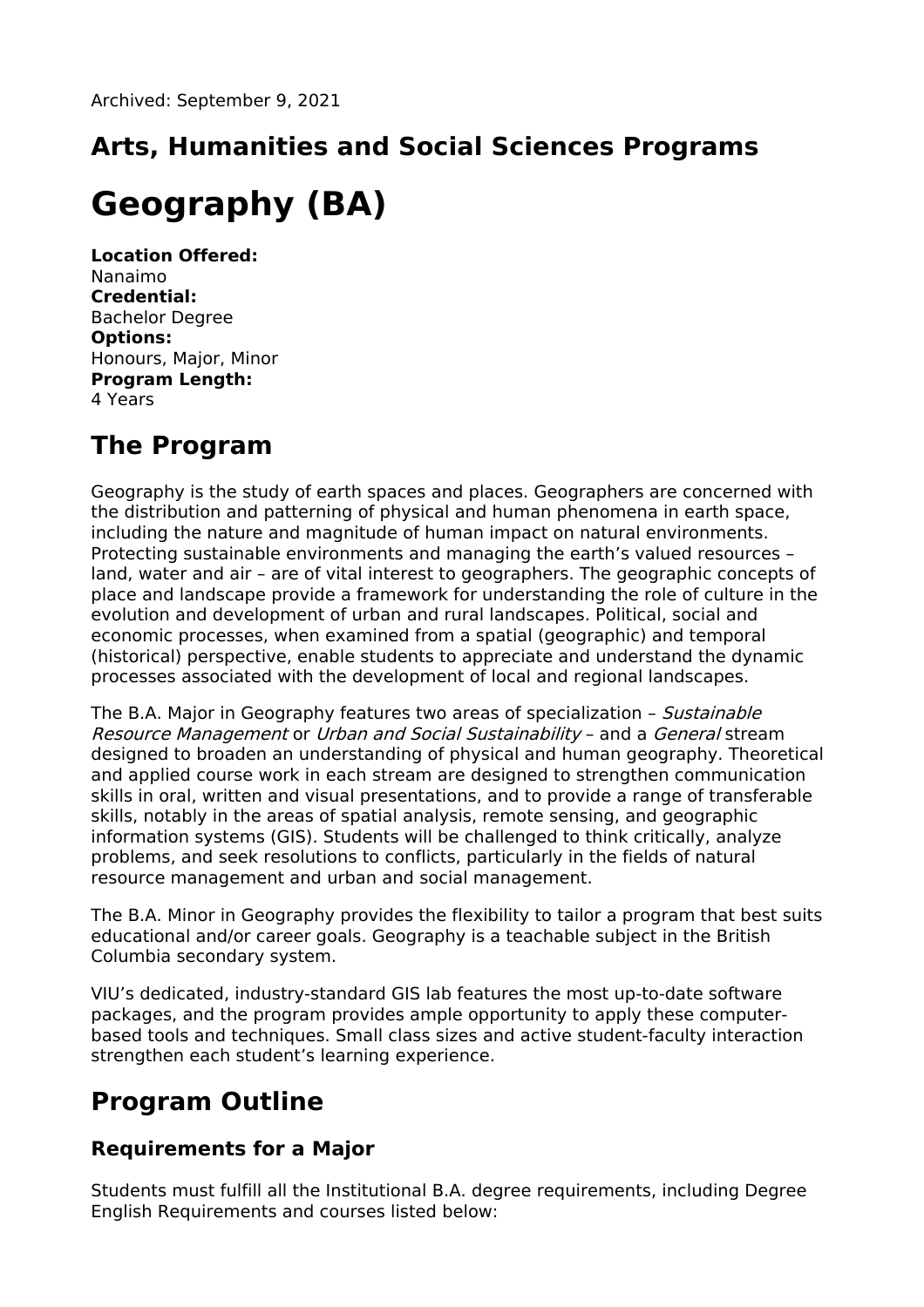Archived: September 9, 2021

## Arts, Humanities and Social Sciences Programs

# Geography (BA)

**Location Offered:**
Nanaimo
**Credential:**
Bachelor Degree
**Options:**
Honours, Major, Minor
**Program Length:**
4 Years

## The Program

Geography is the study of earth spaces and places. Geographers are concerned with the distribution and patterning of physical and human phenomena in earth space, including the nature and magnitude of human impact on natural environments. Protecting sustainable environments and managing the earth's valued resources – land, water and air – are of vital interest to geographers. The geographic concepts of place and landscape provide a framework for understanding the role of culture in the evolution and development of urban and rural landscapes. Political, social and economic processes, when examined from a spatial (geographic) and temporal (historical) perspective, enable students to appreciate and understand the dynamic processes associated with the development of local and regional landscapes.

The B.A. Major in Geography features two areas of specialization – *Sustainable Resource Management* or *Urban and Social Sustainability* – and a *General* stream designed to broaden an understanding of physical and human geography. Theoretical and applied course work in each stream are designed to strengthen communication skills in oral, written and visual presentations, and to provide a range of transferable skills, notably in the areas of spatial analysis, remote sensing, and geographic information systems (GIS). Students will be challenged to think critically, analyze problems, and seek resolutions to conflicts, particularly in the fields of natural resource management and urban and social management.

The B.A. Minor in Geography provides the flexibility to tailor a program that best suits educational and/or career goals. Geography is a teachable subject in the British Columbia secondary system.

VIU's dedicated, industry-standard GIS lab features the most up-to-date software packages, and the program provides ample opportunity to apply these computer-based tools and techniques. Small class sizes and active student-faculty interaction strengthen each student's learning experience.

## Program Outline

### Requirements for a Major

Students must fulfill all the Institutional B.A. degree requirements, including Degree English Requirements and courses listed below: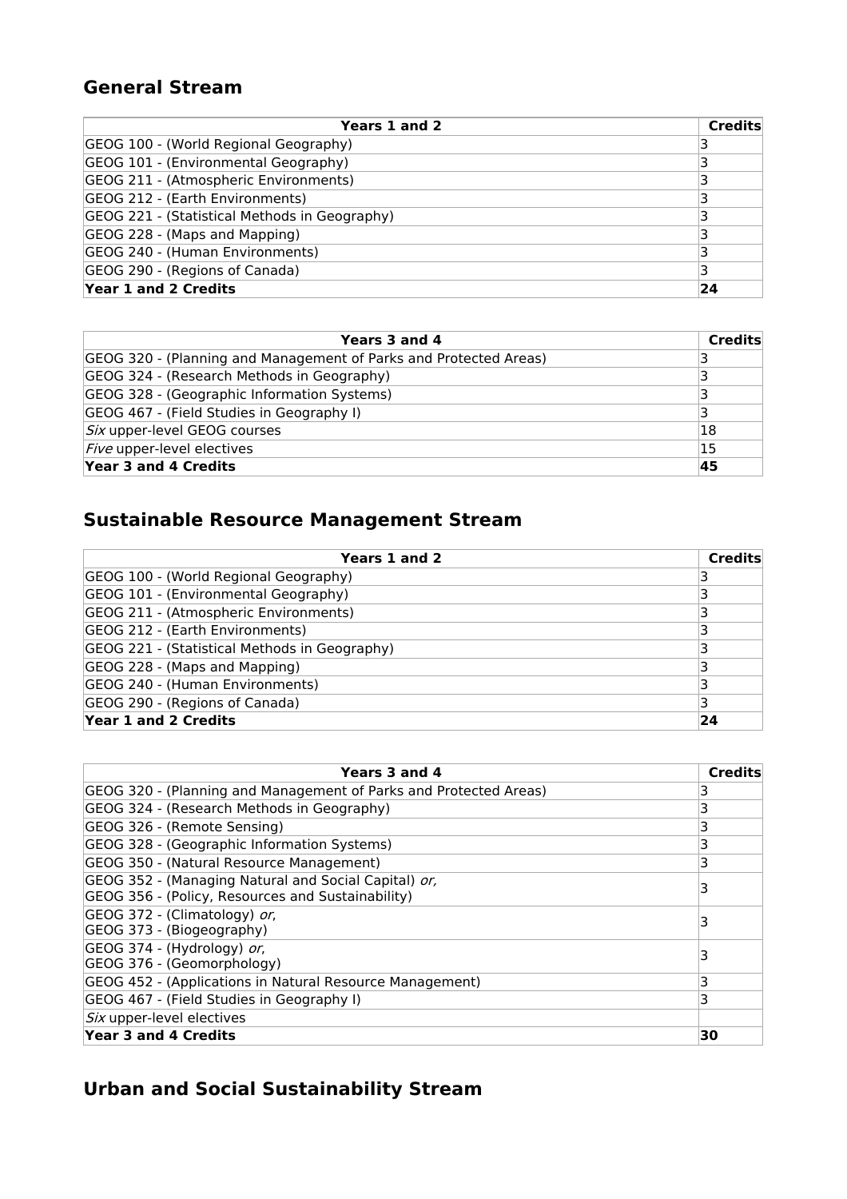## General Stream

| Years 1 and 2 | Credits |
| --- | --- |
| GEOG 100 - (World Regional Geography) | 3 |
| GEOG 101 - (Environmental Geography) | 3 |
| GEOG 211 - (Atmospheric Environments) | 3 |
| GEOG 212 - (Earth Environments) | 3 |
| GEOG 221 - (Statistical Methods in Geography) | 3 |
| GEOG 228 - (Maps and Mapping) | 3 |
| GEOG 240 - (Human Environments) | 3 |
| GEOG 290 - (Regions of Canada) | 3 |
| **Year 1 and 2 Credits** | **24** |

| Years 3 and 4 | Credits |
| --- | --- |
| GEOG 320 - (Planning and Management of Parks and Protected Areas) | 3 |
| GEOG 324 - (Research Methods in Geography) | 3 |
| GEOG 328 - (Geographic Information Systems) | 3 |
| GEOG 467 - (Field Studies in Geography I) | 3 |
| *Six* upper-level GEOG courses | 18 |
| *Five* upper-level electives | 15 |
| **Year 3 and 4 Credits** | **45** |

## Sustainable Resource Management Stream

| Years 1 and 2 | Credits |
| --- | --- |
| GEOG 100 - (World Regional Geography) | 3 |
| GEOG 101 - (Environmental Geography) | 3 |
| GEOG 211 - (Atmospheric Environments) | 3 |
| GEOG 212 - (Earth Environments) | 3 |
| GEOG 221 - (Statistical Methods in Geography) | 3 |
| GEOG 228 - (Maps and Mapping) | 3 |
| GEOG 240 - (Human Environments) | 3 |
| GEOG 290 - (Regions of Canada) | 3 |
| **Year 1 and 2 Credits** | **24** |

| Years 3 and 4 | Credits |
| --- | --- |
| GEOG 320 - (Planning and Management of Parks and Protected Areas) | 3 |
| GEOG 324 - (Research Methods in Geography) | 3 |
| GEOG 326 - (Remote Sensing) | 3 |
| GEOG 328 - (Geographic Information Systems) | 3 |
| GEOG 350 - (Natural Resource Management) | 3 |
| GEOG 352 - (Managing Natural and Social Capital) *or,* GEOG 356 - (Policy, Resources and Sustainability) | 3 |
| GEOG 372 - (Climatology) *or*, GEOG 373 - (Biogeography) | 3 |
| GEOG 374 - (Hydrology) *or*, GEOG 376 - (Geomorphology) | 3 |
| GEOG 452 - (Applications in Natural Resource Management) | 3 |
| GEOG 467 - (Field Studies in Geography I) | 3 |
| *Six* upper-level electives | |
| **Year 3 and 4 Credits** | **30** |

## Urban and Social Sustainability Stream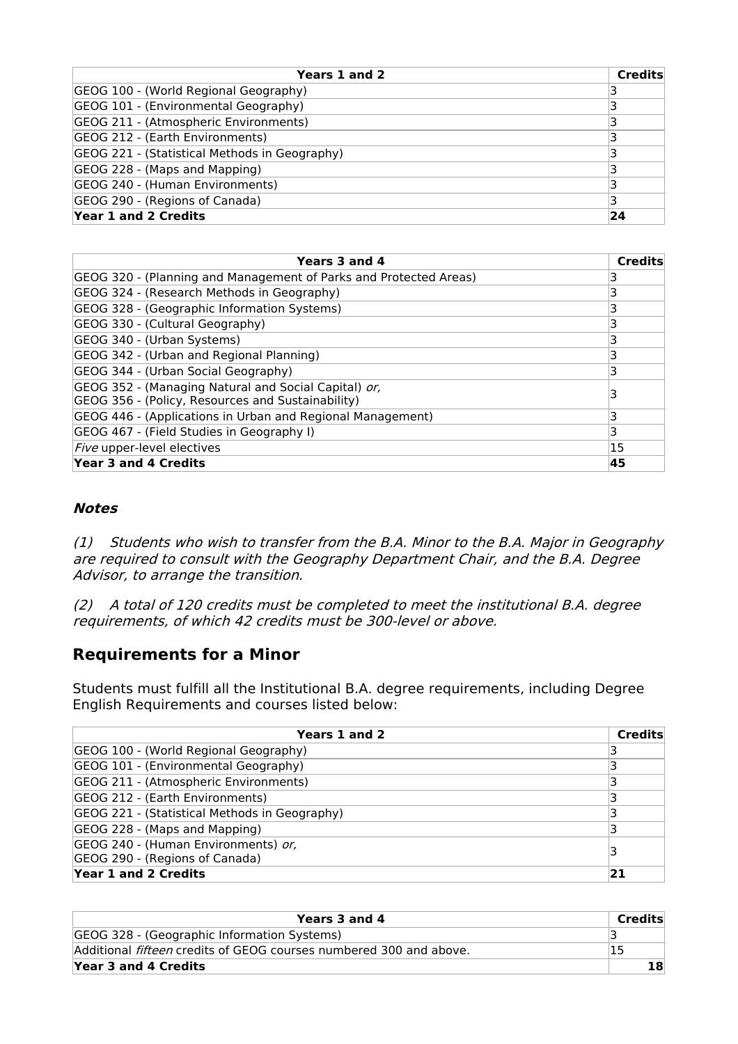| Years 1 and 2 | Credits |
|---|---|
| GEOG 100 - (World Regional Geography) | 3 |
| GEOG 101 - (Environmental Geography) | 3 |
| GEOG 211 - (Atmospheric Environments) | 3 |
| GEOG 212 - (Earth Environments) | 3 |
| GEOG 221 - (Statistical Methods in Geography) | 3 |
| GEOG 228 - (Maps and Mapping) | 3 |
| GEOG 240 - (Human Environments) | 3 |
| GEOG 290 - (Regions of Canada) | 3 |
| **Year 1 and 2 Credits** | **24** |

| Years 3 and 4 | Credits |
|---|---|
| GEOG 320 - (Planning and Management of Parks and Protected Areas) | 3 |
| GEOG 324 - (Research Methods in Geography) | 3 |
| GEOG 328 - (Geographic Information Systems) | 3 |
| GEOG 330 - (Cultural Geography) | 3 |
| GEOG 340 - (Urban Systems) | 3 |
| GEOG 342 - (Urban and Regional Planning) | 3 |
| GEOG 344 - (Urban Social Geography) | 3 |
| GEOG 352 - (Managing Natural and Social Capital) *or,* GEOG 356 - (Policy, Resources and Sustainability) | 3 |
| GEOG 446 - (Applications in Urban and Regional Management) | 3 |
| GEOG 467 - (Field Studies in Geography I) | 3 |
| *Five* upper-level electives | 15 |
| **Year 3 and 4 Credits** | **45** |

### *Notes*

*(1) Students who wish to transfer from the B.A. Minor to the B.A. Major in Geography are required to consult with the Geography Department Chair, and the B.A. Degree Advisor, to arrange the transition.*

*(2) A total of 120 credits must be completed to meet the institutional B.A. degree requirements, of which 42 credits must be 300-level or above.*

## Requirements for a Minor

Students must fulfill all the Institutional B.A. degree requirements, including Degree English Requirements and courses listed below:

| Years 1 and 2 | Credits |
|---|---|
| GEOG 100 - (World Regional Geography) | 3 |
| GEOG 101 - (Environmental Geography) | 3 |
| GEOG 211 - (Atmospheric Environments) | 3 |
| GEOG 212 - (Earth Environments) | 3 |
| GEOG 221 - (Statistical Methods in Geography) | 3 |
| GEOG 228 - (Maps and Mapping) | 3 |
| GEOG 240 - (Human Environments) *or,* GEOG 290 - (Regions of Canada) | 3 |
| **Year 1 and 2 Credits** | **21** |

| Years 3 and 4 | Credits |
|---|---|
| GEOG 328 - (Geographic Information Systems) | 3 |
| Additional *fifteen* credits of GEOG courses numbered 300 and above. | 15 |
| **Year 3 and 4 Credits** | **18** |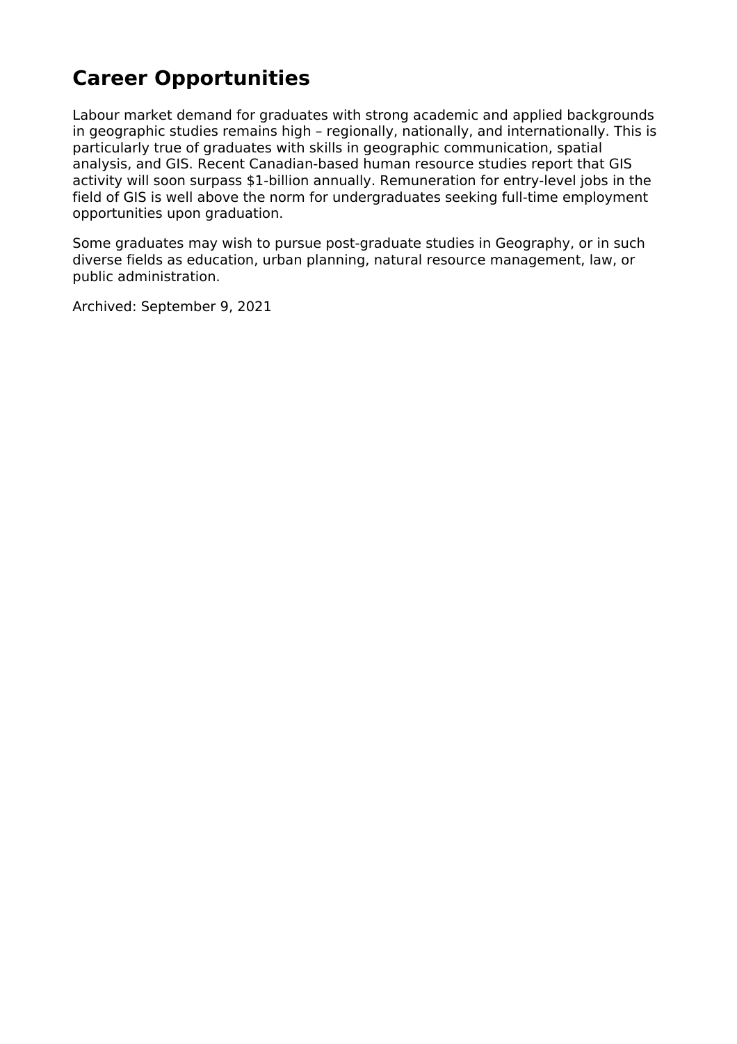## Career Opportunities

Labour market demand for graduates with strong academic and applied backgrounds in geographic studies remains high – regionally, nationally, and internationally. This is particularly true of graduates with skills in geographic communication, spatial analysis, and GIS. Recent Canadian-based human resource studies report that GIS activity will soon surpass $1-billion annually. Remuneration for entry-level jobs in the field of GIS is well above the norm for undergraduates seeking full-time employment opportunities upon graduation.

Some graduates may wish to pursue post-graduate studies in Geography, or in such diverse fields as education, urban planning, natural resource management, law, or public administration.

Archived: September 9, 2021